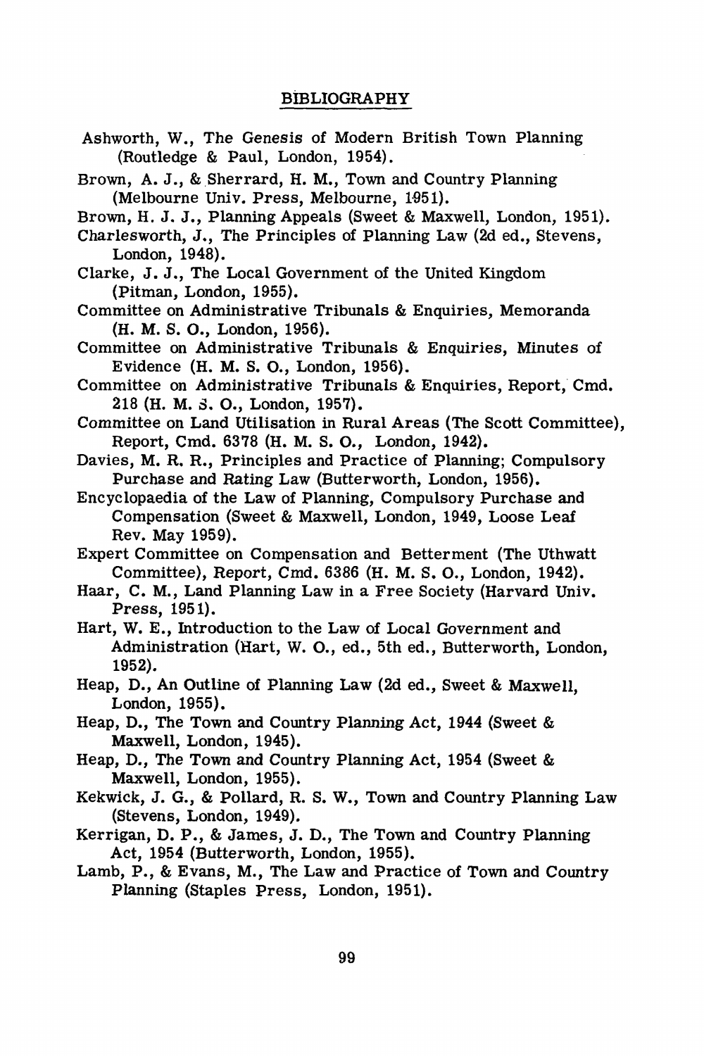# BIBLIOGRAPHY

Ashworth, W., The Genesis of Modern British Town Planning (Routledge & Paul, London, 1954).

Brown, A. J., & Sherrard, H. M., Town and Country Planning (Melbourne Univ. Press, Melbourne, 1951).

Brown, H. J. J., Planning Appeals (Sweet & Maxwell, London, 1951).

Charlesworth, J., The Principles of Planning Law (2d ed., Stevens, London, 1948).

Clarke, J. J., The Local Government of the United Kingdom (Pitman, London, 1955).

Committee on Administrative Tribunals & Enquiries, Memoranda (H. M. S. O., London, 1956).

Committee on Administrative Tribunals & Enquiries, Minutes of Evidence (H. M. S. O., London, 1956).

Committee on Administrative Tribunals & Enquiries, Report, Cmd. 218 (H. M. S. O., London, 1957).

Committee on Land Utilisation in Rural Areas (The Scott Committee), Report, Cmd. 6378 (H. M. S. O., London, 1942).

Davies, M. R. R., Principles and Practice of Planning; Compulsory Purchase and Rating Law (Butterworth, London, 1956).

Encyclopaedia of the Law of Planning, Compulsory Purchase and Compensation (Sweet & Maxwell, London, 1949, Loose Leaf Rev. May 1959).

Expert Committee on Compensation and Betterment (The Uthwatt Committee), Report, Cmd. 6386 (H. M. S. O., London, 1942).

Haar, C. M., Land Planning Law in a Free Society (Harvard Univ. Press, 1951).

Hart, W. E., Introduction to the Law of Local Government and Administration (Hart, W. O., ed., 5th ed., Butterworth, London, 1952).

Heap, D., An Outline of Planning Law (2d ed., Sweet & Maxwell, London, 1955).

Heap, D., The Town and Country Planning Act, 1944 (Sweet & Maxwell, London, 1945).

Heap, D., The Town and Country Planning Act, 1954 (Sweet & Maxwell, London, 1955).

Kekwick, J. G., & Pollard, R. S. W., Town and Country Planning Law (Stevens, London, 1949).

Kerrigan, D. P., & James, J. D., The Town and Country Planning Act, 1954 (Butterworth, London, 1955).

Lamb, P., & Evans, M., The Law and Practice of Town and Country Planning (Staples Press, London, 1951).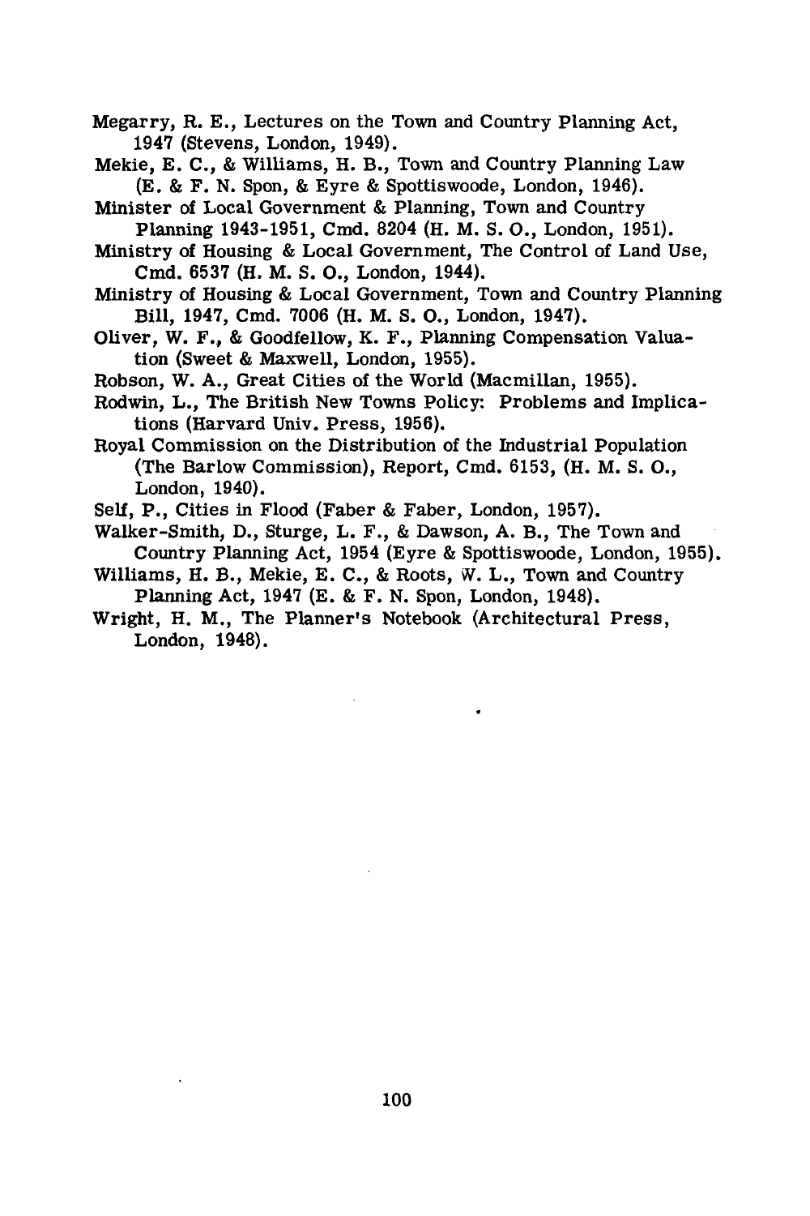Megarry, R. E., Lectures on the Town and Country Planning Act, 1947 (Stevens, London, 1949).

Mekie, E. C., & Williams, H. B., Town and Country Planning Law (E. & F. N. Spon, & Eyre & Spottiswoode, London, 1946).

Minister of Local Government & Planning, Town and Country Planning 1943-1951, Cmd. 8204 (H. M. S. O., London, 1951).

Ministry of Housing & Local Government, The Control of Land Use, Cmd. 6537 (H. M. S. O., London, 1944).

Ministry of Housing & Local Government, Town and Country Planning Bill, 1947, Cmd. 7006 (H. M. S. O., London, 1947).

Oliver, W. F., & Goodfellow, K. F., Planning Compensation Valuation (Sweet & Maxwell, London, 1955).

Robson, W. A., Great Cities of the World (Macmillan, 1955).

Rodwin, L., The British New Towns Policy: Problems and Implications (Harvard Univ. Press, 1956).

Royal Commission on the Distribution of the Industrial Population (The Barlow Commission), Report, Cmd. 6153, (H. M. S. O., London, 1940).

Self, P., Cities in Flood (Faber & Faber, London, 1957).

Walker-Smith, D., Sturge, L. F., & Dawson, A. B., The Town and Country Planning Act, 1954 (Eyre & Spottiswoode, London, 1955).

Williams, H. B., Mekie, E. C., & Roots, W. L., Town and Country Planning Act, 1947 (E. & F. N. Spon, London, 1948).

Wright, H. M., The Planner's Notebook (Architectural Press, London, 1948).